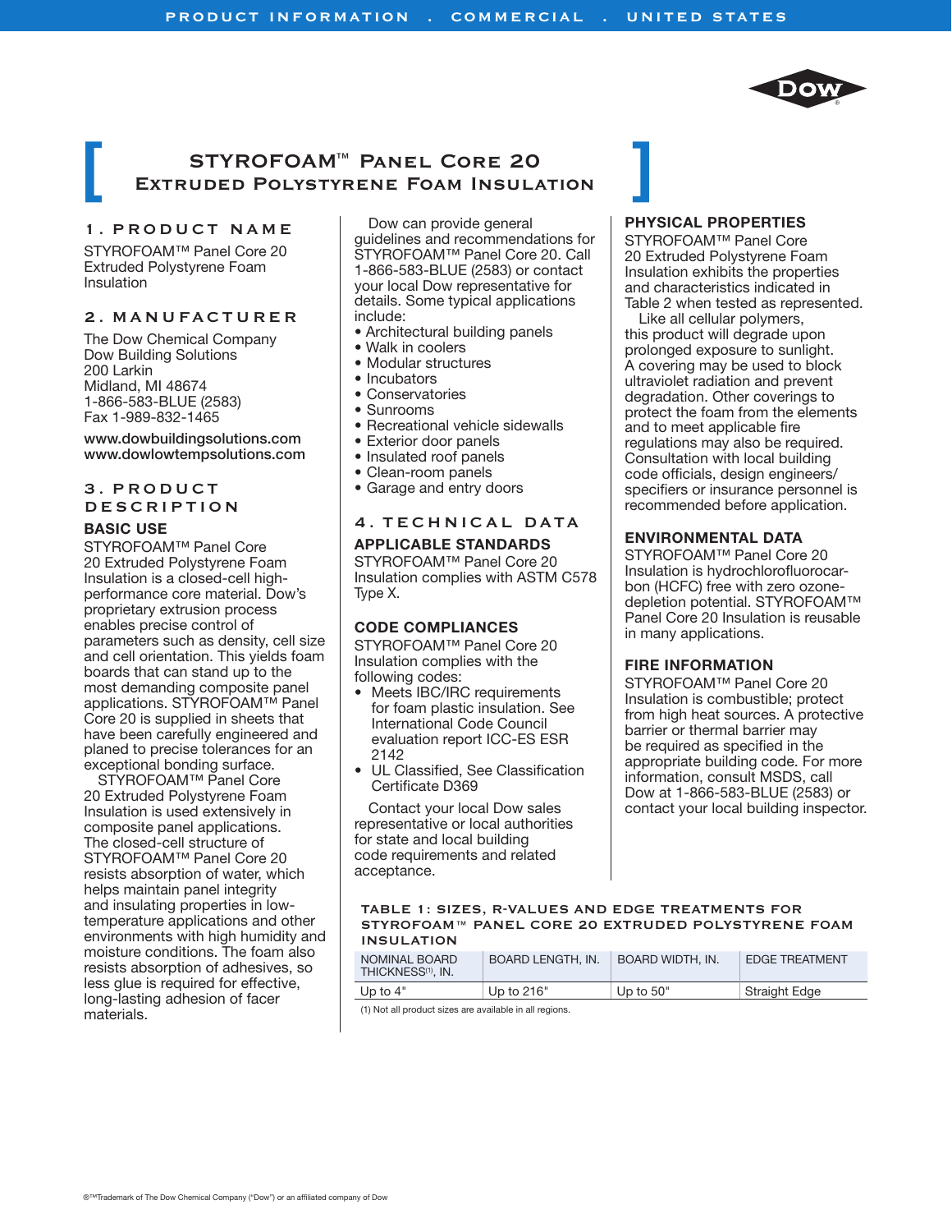# STYROFOAM™ Panel Core 20 Extruded Polystyrene Foam Insulation

## 1. PRODUCT NAME

STYROFOAM™ Panel Core 20 Extruded Polystyrene Foam Insulation

## 2. MANUFACTURER

The Dow Chemical Company
Dow Building Solutions
200 Larkin
Midland, MI 48674
1-866-583-BLUE (2583)
Fax 1-989-832-1465

**www.dowbuildingsolutions.com**
**www.dowlowtempsolutions.com**

## 3. PRODUCT DESCRIPTION

### BASIC USE

STYROFOAM™ Panel Core 20 Extruded Polystyrene Foam Insulation is a closed-cell high-performance core material. Dow's proprietary extrusion process enables precise control of parameters such as density, cell size and cell orientation. This yields foam boards that can stand up to the most demanding composite panel applications. STYROFOAM™ Panel Core 20 is supplied in sheets that have been carefully engineered and planed to precise tolerances for an exceptional bonding surface.

STYROFOAM™ Panel Core 20 Extruded Polystyrene Foam Insulation is used extensively in composite panel applications. The closed-cell structure of STYROFOAM™ Panel Core 20 resists absorption of water, which helps maintain panel integrity and insulating properties in low-temperature applications and other environments with high humidity and moisture conditions. The foam also resists absorption of adhesives, so less glue is required for effective, long-lasting adhesion of facer materials.

Dow can provide general guidelines and recommendations for STYROFOAM™ Panel Core 20. Call 1-866-583-BLUE (2583) or contact your local Dow representative for details. Some typical applications include:

- Architectural building panels
- Walk in coolers
- Modular structures
- Incubators
- Conservatories
- Sunrooms
- Recreational vehicle sidewalls
- Exterior door panels
- Insulated roof panels
- Clean-room panels
- Garage and entry doors

## 4. TECHNICAL DATA

### APPLICABLE STANDARDS

STYROFOAM™ Panel Core 20 Insulation complies with ASTM C578 Type X.

### CODE COMPLIANCES

STYROFOAM™ Panel Core 20 Insulation complies with the following codes:

- Meets IBC/IRC requirements for foam plastic insulation. See International Code Council evaluation report ICC-ES ESR 2142
- UL Classified, See Classification Certificate D369

Contact your local Dow sales representative or local authorities for state and local building code requirements and related acceptance.

### PHYSICAL PROPERTIES

STYROFOAM™ Panel Core 20 Extruded Polystyrene Foam Insulation exhibits the properties and characteristics indicated in Table 2 when tested as represented.

Like all cellular polymers, this product will degrade upon prolonged exposure to sunlight. A covering may be used to block ultraviolet radiation and prevent degradation. Other coverings to protect the foam from the elements and to meet applicable fire regulations may also be required. Consultation with local building code officials, design engineers/specifiers or insurance personnel is recommended before application.

### ENVIRONMENTAL DATA

STYROFOAM™ Panel Core 20 Insulation is hydrochlorofluorocarbon (HCFC) free with zero ozone-depletion potential. STYROFOAM™ Panel Core 20 Insulation is reusable in many applications.

### FIRE INFORMATION

STYROFOAM™ Panel Core 20 Insulation is combustible; protect from high heat sources. A protective barrier or thermal barrier may be required as specified in the appropriate building code. For more information, consult MSDS, call Dow at 1-866-583-BLUE (2583) or contact your local building inspector.

**TABLE 1: SIZES, R-VALUES AND EDGE TREATMENTS FOR STYROFOAM™ PANEL CORE 20 EXTRUDED POLYSTYRENE FOAM INSULATION**

| NOMINAL BOARD THICKNESS[1], IN. | BOARD LENGTH, IN. | BOARD WIDTH, IN. | EDGE TREATMENT |
|---|---|---|---|
| Up to 4" | Up to 216" | Up to 50" | Straight Edge |

(1) Not all product sizes are available in all regions.

®™Trademark of The Dow Chemical Company ("Dow") or an affiliated company of Dow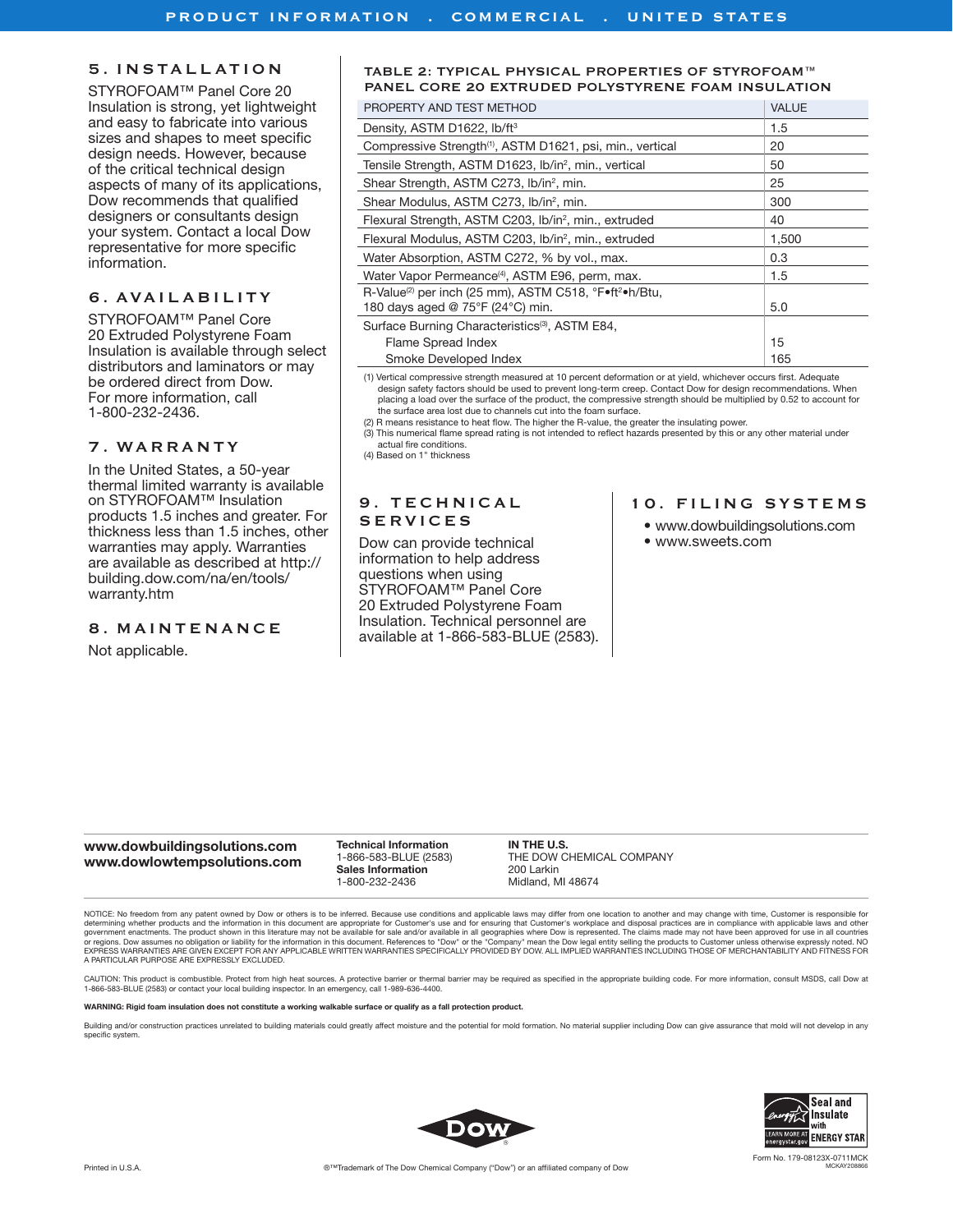## 5. INSTALLATION

STYROFOAM™ Panel Core 20 Insulation is strong, yet lightweight and easy to fabricate into various sizes and shapes to meet specific design needs. However, because of the critical technical design aspects of many of its applications, Dow recommends that qualified designers or consultants design your system. Contact a local Dow representative for more specific information.

## 6. AVAILABILITY

STYROFOAM™ Panel Core 20 Extruded Polystyrene Foam Insulation is available through select distributors and laminators or may be ordered direct from Dow. For more information, call 1-800-232-2436.

## 7. WARRANTY

In the United States, a 50-year thermal limited warranty is available on STYROFOAM™ Insulation products 1.5 inches and greater. For thickness less than 1.5 inches, other warranties may apply. Warranties are available as described at http://building.dow.com/na/en/tools/warranty.htm

## 8. MAINTENANCE

Not applicable.

### TABLE 2: TYPICAL PHYSICAL PROPERTIES OF STYROFOAM™ PANEL CORE 20 EXTRUDED POLYSTYRENE FOAM INSULATION

| PROPERTY AND TEST METHOD | VALUE |
|---|---|
| Density, ASTM D1622, lb/ft$^3$ | 1.5 |
| Compressive Strength[1], ASTM D1621, psi, min., vertical | 20 |
| Tensile Strength, ASTM D1623, lb/in$^2$, min., vertical | 50 |
| Shear Strength, ASTM C273, lb/in$^2$, min. | 25 |
| Shear Modulus, ASTM C273, lb/in$^2$, min. | 300 |
| Flexural Strength, ASTM C203, lb/in$^2$, min., extruded | 40 |
| Flexural Modulus, ASTM C203, lb/in$^2$, min., extruded | 1,500 |
| Water Absorption, ASTM C272, % by vol., max. | 0.3 |
| Water Vapor Permeance[4], ASTM E96, perm, max. | 1.5 |
| R-Value[2] per inch (25 mm), ASTM C518, °F•ft$^2$•h/Btu, 180 days aged @ 75°F (24°C) min. | 5.0 |
| Surface Burning Characteristics[3], ASTM E84, | |
| Flame Spread Index | 15 |
| Smoke Developed Index | 165 |

(1) Vertical compressive strength measured at 10 percent deformation or at yield, whichever occurs first. Adequate design safety factors should be used to prevent long-term creep. Contact Dow for design recommendations. When placing a load over the surface of the product, the compressive strength should be multiplied by 0.52 to account for the surface area lost due to channels cut into the foam surface.
(2) R means resistance to heat flow. The higher the R-value, the greater the insulating power.
(3) This numerical flame spread rating is not intended to reflect hazards presented by this or any other material under actual fire conditions.
(4) Based on 1" thickness

## 9. TECHNICAL SERVICES

Dow can provide technical information to help address questions when using STYROFOAM™ Panel Core 20 Extruded Polystyrene Foam Insulation. Technical personnel are available at 1-866-583-BLUE (2583).

## 10. FILING SYSTEMS

- www.dowbuildingsolutions.com
- www.sweets.com

**www.dowbuildingsolutions.com**
**www.dowlowtempsolutions.com**

**Technical Information**
1-866-583-BLUE (2583)
**Sales Information**
1-800-232-2436

**IN THE U.S.**
THE DOW CHEMICAL COMPANY
200 Larkin
Midland, MI 48674

NOTICE: No freedom from any patent owned by Dow or others is to be inferred. Because use conditions and applicable laws may differ from one location to another and may change with time, Customer is responsible for determining whether products and the information in this document are appropriate for Customer's use and for ensuring that Customer's workplace and disposal practices are in compliance with applicable laws and other government enactments. The product shown in this literature may not be available for sale and/or available in all geographies where Dow is represented. The claims made may not have been approved for use in all countries or regions. Dow assumes no obligation or liability for the information in this document. References to "Dow" or the "Company" mean the Dow legal entity selling the products to Customer unless otherwise expressly noted. NO EXPRESS WARRANTIES ARE GIVEN EXCEPT FOR ANY APPLICABLE WRITTEN WARRANTIES SPECIFICALLY PROVIDED BY DOW. ALL IMPLIED WARRANTIES INCLUDING THOSE OF MERCHANTABILITY AND FITNESS FOR A PARTICULAR PURPOSE ARE EXPRESSLY EXCLUDED.

CAUTION: This product is combustible. Protect from high heat sources. A protective barrier or thermal barrier may be required as specified in the appropriate building code. For more information, consult MSDS, call Dow at 1-866-583-BLUE (2583) or contact your local building inspector. In an emergency, call 1-989-636-4400.

**WARNING: Rigid foam insulation does not constitute a working walkable surface or qualify as a fall protection product.**

Building and/or construction practices unrelated to building materials could greatly affect moisture and the potential for mold formation. No material supplier including Dow can give assurance that mold will not develop in any specific system.

Seal and Insulate with ENERGY STAR
LEARN MORE AT energystar.gov

Printed in U.S.A.

®™Trademark of The Dow Chemical Company ("Dow") or an affiliated company of Dow

Form No. 179-08123X-0711MCK
MCKAY208866